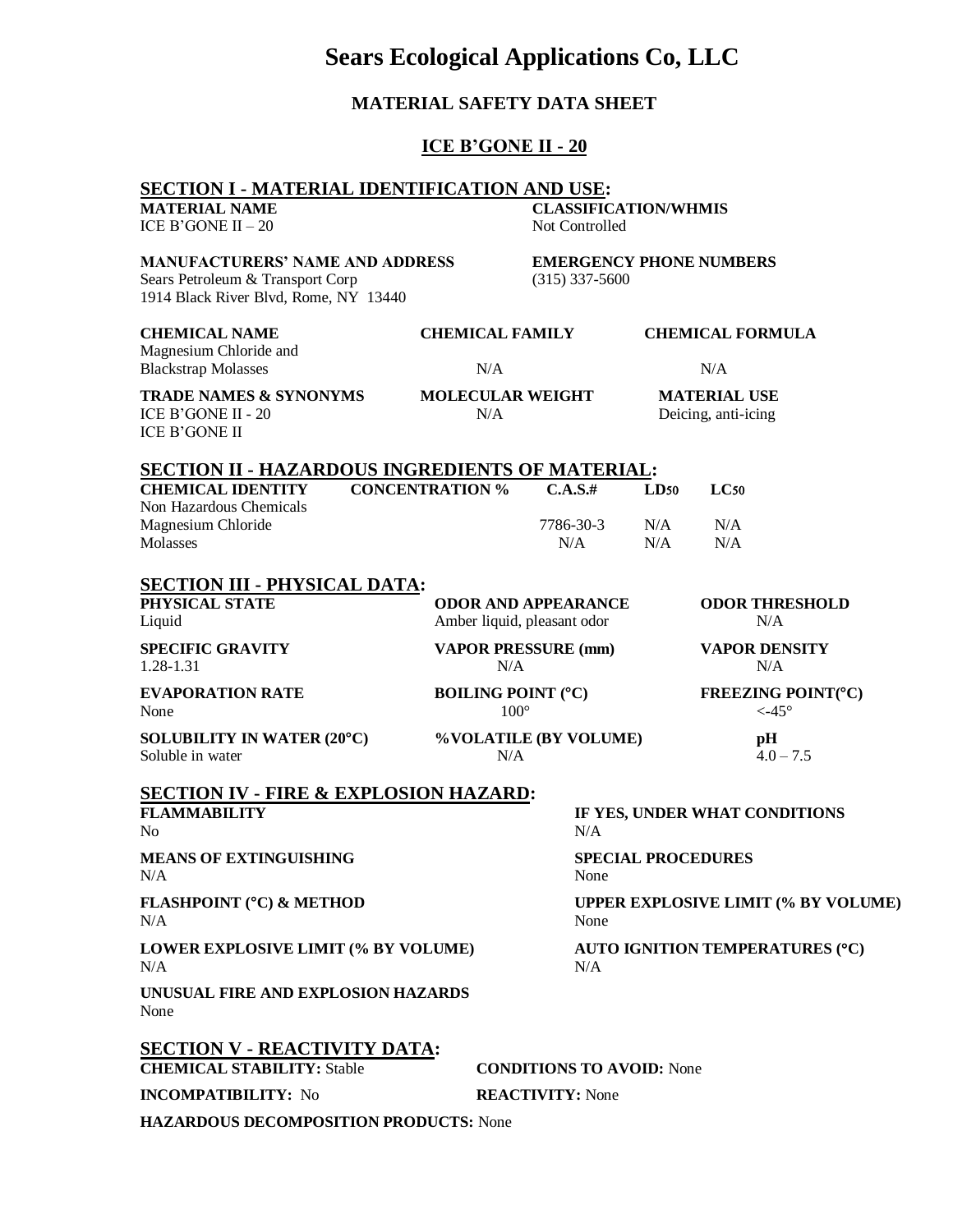# Sears Ecological Applications Co, LLC

## MATERIAL SAFETY DATA SHEET

## ICE B'GONE II - 20

### SECTION I - MATERIAL IDENTIFICATION AND USE:

| MATERIAL NAME | CLASSIFICATION/WHMIS |
|---|---|
| ICE B'GONE II – 20 | Not Controlled |

| MANUFACTURERS' NAME AND ADDRESS | EMERGENCY PHONE NUMBERS |
|---|---|
| Sears Petroleum & Transport Corp<br>1914 Black River Blvd, Rome, NY 13440 | (315) 337-5600 |

| CHEMICAL NAME | CHEMICAL FAMILY | CHEMICAL FORMULA |
|---|---|---|
| Magnesium Chloride and Blackstrap Molasses | N/A | N/A |

| TRADE NAMES & SYNONYMS | MOLECULAR WEIGHT | MATERIAL USE |
|---|---|---|
| ICE B'GONE II - 20<br>ICE B'GONE II | N/A | Deicing, anti-icing |

### SECTION II - HAZARDOUS INGREDIENTS OF MATERIAL:

| CHEMICAL IDENTITY | CONCENTRATION % | C.A.S.# | $LD_{50}$ | $LC_{50}$ |
|---|---|---|---|---|
| Non Hazardous Chemicals | | | | |
| Magnesium Chloride | | 7786-30-3 | N/A | N/A |
| Molasses | | N/A | N/A | N/A |

### SECTION III - PHYSICAL DATA:

| PHYSICAL STATE | ODOR AND APPEARANCE | ODOR THRESHOLD |
|---|---|---|
| Liquid | Amber liquid, pleasant odor | N/A |
| **SPECIFIC GRAVITY** | **VAPOR PRESSURE (mm)** | **VAPOR DENSITY** |
| 1.28-1.31 | N/A | N/A |
| **EVAPORATION RATE** | **BOILING POINT (°C)** | **FREEZING POINT(°C)** |
| None | 100° | <-45° |
| **SOLUBILITY IN WATER (20°C)** | **%VOLATILE (BY VOLUME)** | **pH** |
| Soluble in water | N/A | 4.0 – 7.5 |

### SECTION IV - FIRE & EXPLOSION HAZARD:

| FLAMMABILITY | IF YES, UNDER WHAT CONDITIONS |
|---|---|
| No | N/A |
| **MEANS OF EXTINGUISHING** | **SPECIAL PROCEDURES** |
| N/A | None |
| **FLASHPOINT (°C) & METHOD** | **UPPER EXPLOSIVE LIMIT (% BY VOLUME)** |
| N/A | None |
| **LOWER EXPLOSIVE LIMIT (% BY VOLUME)** | **AUTO IGNITION TEMPERATURES (°C)** |
| N/A | N/A |

**UNUSUAL FIRE AND EXPLOSION HAZARDS**
None

### SECTION V - REACTIVITY DATA:

**CHEMICAL STABILITY:** Stable **CONDITIONS TO AVOID:** None

**INCOMPATIBILITY:** No **REACTIVITY:** None

**HAZARDOUS DECOMPOSITION PRODUCTS:** None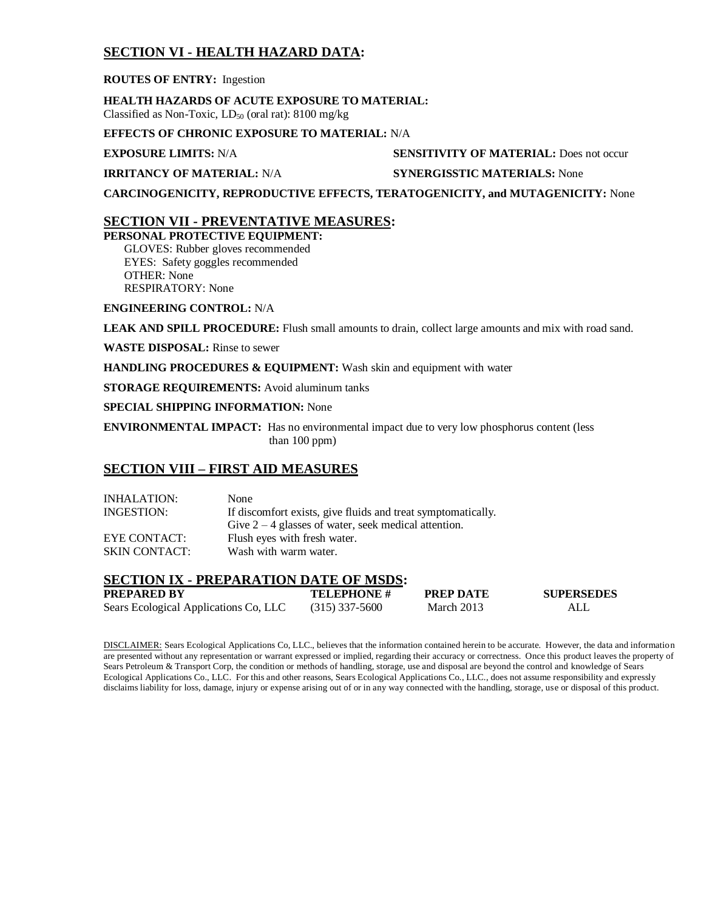## SECTION VI - HEALTH HAZARD DATA:

**ROUTES OF ENTRY:** Ingestion

**HEALTH HAZARDS OF ACUTE EXPOSURE TO MATERIAL:**
Classified as Non-Toxic, $LD_{50}$ (oral rat): 8100 mg/kg

**EFFECTS OF CHRONIC EXPOSURE TO MATERIAL:** N/A

**EXPOSURE LIMITS:** N/A

**SENSITIVITY OF MATERIAL:** Does not occur

**IRRITANCY OF MATERIAL:** N/A

**SYNERGISSTIC MATERIALS:** None

**CARCINOGENICITY, REPRODUCTIVE EFFECTS, TERATOGENICITY, and MUTAGENICITY:** None

## SECTION VII - PREVENTATIVE MEASURES:

**PERSONAL PROTECTIVE EQUIPMENT:**

GLOVES: Rubber gloves recommended
EYES: Safety goggles recommended
OTHER: None
RESPIRATORY: None

**ENGINEERING CONTROL:** N/A

**LEAK AND SPILL PROCEDURE:** Flush small amounts to drain, collect large amounts and mix with road sand.

**WASTE DISPOSAL:** Rinse to sewer

**HANDLING PROCEDURES & EQUIPMENT:** Wash skin and equipment with water

**STORAGE REQUIREMENTS:** Avoid aluminum tanks

**SPECIAL SHIPPING INFORMATION:** None

**ENVIRONMENTAL IMPACT:** Has no environmental impact due to very low phosphorus content (less than 100 ppm)

## SECTION VIII – FIRST AID MEASURES

| | |
|---|---|
| INHALATION: | None |
| INGESTION: | If discomfort exists, give fluids and treat symptomatically. Give 2 – 4 glasses of water, seek medical attention. |
| EYE CONTACT: | Flush eyes with fresh water. |
| SKIN CONTACT: | Wash with warm water. |

## SECTION IX - PREPARATION DATE OF MSDS:

| PREPARED BY | TELEPHONE # | PREP DATE | SUPERSEDES |
|---|---|---|---|
| Sears Ecological Applications Co, LLC | (315) 337-5600 | March 2013 | ALL |

DISCLAIMER: Sears Ecological Applications Co, LLC., believes that the information contained herein to be accurate. However, the data and information are presented without any representation or warrant expressed or implied, regarding their accuracy or correctness. Once this product leaves the property of Sears Petroleum & Transport Corp, the condition or methods of handling, storage, use and disposal are beyond the control and knowledge of Sears Ecological Applications Co., LLC. For this and other reasons, Sears Ecological Applications Co., LLC., does not assume responsibility and expressly disclaims liability for loss, damage, injury or expense arising out of or in any way connected with the handling, storage, use or disposal of this product.